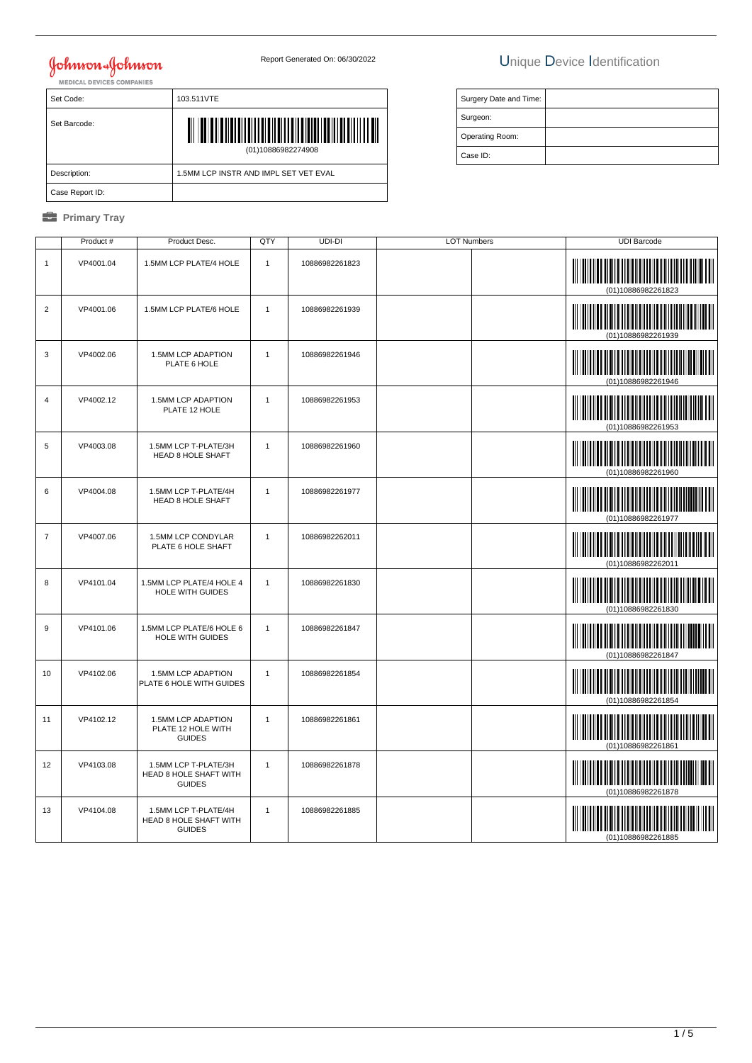Johnson & Johnson
MEDICAL DEVICES COMPANIES

Report Generated On: 06/30/2022

# Unique Device Identification

| Set Code: | 103.511VTE |
|---|---|
| Set Barcode: | (01)10886982274908 |
| Description: | 1.5MM LCP INSTR AND IMPL SET VET EVAL |
| Case Report ID: | |

| Surgery Date and Time: | |
|---|---|
| Surgeon: | |
| Operating Room: | |
| Case ID: | |

## Primary Tray

| | Product # | Product Desc. | QTY | UDI-DI | LOT Numbers | | UDI Barcode |
|---|---|---|---|---|---|---|---|
| 1 | VP4001.04 | 1.5MM LCP PLATE/4 HOLE | 1 | 10886982261823 | | | (01)10886982261823 |
| 2 | VP4001.06 | 1.5MM LCP PLATE/6 HOLE | 1 | 10886982261939 | | | (01)10886982261939 |
| 3 | VP4002.06 | 1.5MM LCP ADAPTION PLATE 6 HOLE | 1 | 10886982261946 | | | (01)10886982261946 |
| 4 | VP4002.12 | 1.5MM LCP ADAPTION PLATE 12 HOLE | 1 | 10886982261953 | | | (01)10886982261953 |
| 5 | VP4003.08 | 1.5MM LCP T-PLATE/3H HEAD 8 HOLE SHAFT | 1 | 10886982261960 | | | (01)10886982261960 |
| 6 | VP4004.08 | 1.5MM LCP T-PLATE/4H HEAD 8 HOLE SHAFT | 1 | 10886982261977 | | | (01)10886982261977 |
| 7 | VP4007.06 | 1.5MM LCP CONDYLAR PLATE 6 HOLE SHAFT | 1 | 10886982262011 | | | (01)10886982262011 |
| 8 | VP4101.04 | 1.5MM LCP PLATE/4 HOLE 4 HOLE WITH GUIDES | 1 | 10886982261830 | | | (01)10886982261830 |
| 9 | VP4101.06 | 1.5MM LCP PLATE/6 HOLE 6 HOLE WITH GUIDES | 1 | 10886982261847 | | | (01)10886982261847 |
| 10 | VP4102.06 | 1.5MM LCP ADAPTION PLATE 6 HOLE WITH GUIDES | 1 | 10886982261854 | | | (01)10886982261854 |
| 11 | VP4102.12 | 1.5MM LCP ADAPTION PLATE 12 HOLE WITH GUIDES | 1 | 10886982261861 | | | (01)10886982261861 |
| 12 | VP4103.08 | 1.5MM LCP T-PLATE/3H HEAD 8 HOLE SHAFT WITH GUIDES | 1 | 10886982261878 | | | (01)10886982261878 |
| 13 | VP4104.08 | 1.5MM LCP T-PLATE/4H HEAD 8 HOLE SHAFT WITH GUIDES | 1 | 10886982261885 | | | (01)10886982261885 |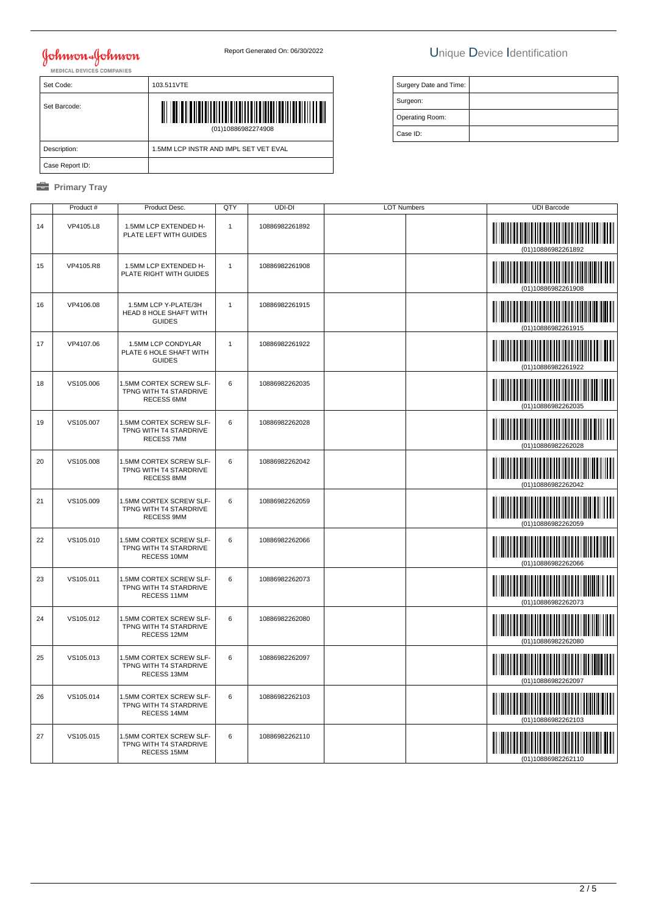Johnson & Johnson
MEDICAL DEVICES COMPANIES

Report Generated On: 06/30/2022

# Unique Device Identification

| Set Code: | 103.511VTE |
| --- | --- |
| Set Barcode: | (01)10886982274908 |
| Description: | 1.5MM LCP INSTR AND IMPL SET VET EVAL |
| Case Report ID: | |

| Surgery Date and Time: | |
| --- | --- |
| Surgeon: | |
| Operating Room: | |
| Case ID: | |

## Primary Tray

| | Product # | Product Desc. | QTY | UDI-DI | LOT Numbers | | UDI Barcode |
| --- | --- | --- | --- | --- | --- | --- | --- |
| 14 | VP4105.L8 | 1.5MM LCP EXTENDED H-PLATE LEFT WITH GUIDES | 1 | 10886982261892 | | | (01)10886982261892 |
| 15 | VP4105.R8 | 1.5MM LCP EXTENDED H-PLATE RIGHT WITH GUIDES | 1 | 10886982261908 | | | (01)10886982261908 |
| 16 | VP4106.08 | 1.5MM LCP Y-PLATE/3H HEAD 8 HOLE SHAFT WITH GUIDES | 1 | 10886982261915 | | | (01)10886982261915 |
| 17 | VP4107.06 | 1.5MM LCP CONDYLAR PLATE 6 HOLE SHAFT WITH GUIDES | 1 | 10886982261922 | | | (01)10886982261922 |
| 18 | VS105.006 | 1.5MM CORTEX SCREW SLF-TPNG WITH T4 STARDRIVE RECESS 6MM | 6 | 10886982262035 | | | (01)10886982262035 |
| 19 | VS105.007 | 1.5MM CORTEX SCREW SLF-TPNG WITH T4 STARDRIVE RECESS 7MM | 6 | 10886982262028 | | | (01)10886982262028 |
| 20 | VS105.008 | 1.5MM CORTEX SCREW SLF-TPNG WITH T4 STARDRIVE RECESS 8MM | 6 | 10886982262042 | | | (01)10886982262042 |
| 21 | VS105.009 | 1.5MM CORTEX SCREW SLF-TPNG WITH T4 STARDRIVE RECESS 9MM | 6 | 10886982262059 | | | (01)10886982262059 |
| 22 | VS105.010 | 1.5MM CORTEX SCREW SLF-TPNG WITH T4 STARDRIVE RECESS 10MM | 6 | 10886982262066 | | | (01)10886982262066 |
| 23 | VS105.011 | 1.5MM CORTEX SCREW SLF-TPNG WITH T4 STARDRIVE RECESS 11MM | 6 | 10886982262073 | | | (01)10886982262073 |
| 24 | VS105.012 | 1.5MM CORTEX SCREW SLF-TPNG WITH T4 STARDRIVE RECESS 12MM | 6 | 10886982262080 | | | (01)10886982262080 |
| 25 | VS105.013 | 1.5MM CORTEX SCREW SLF-TPNG WITH T4 STARDRIVE RECESS 13MM | 6 | 10886982262097 | | | (01)10886982262097 |
| 26 | VS105.014 | 1.5MM CORTEX SCREW SLF-TPNG WITH T4 STARDRIVE RECESS 14MM | 6 | 10886982262103 | | | (01)10886982262103 |
| 27 | VS105.015 | 1.5MM CORTEX SCREW SLF-TPNG WITH T4 STARDRIVE RECESS 15MM | 6 | 10886982262110 | | | (01)10886982262110 |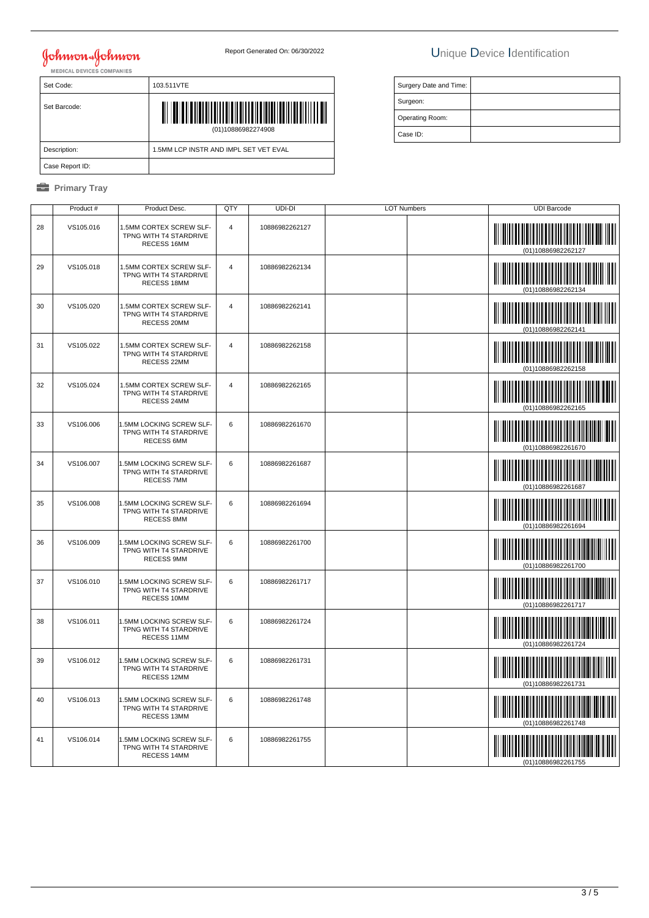Johnson & Johnson
MEDICAL DEVICES COMPANIES

Report Generated On: 06/30/2022

# Unique Device Identification

| Set Code: | 103.511VTE |
|---|---|
| Set Barcode: | (01)10886982274908 |
| Description: | 1.5MM LCP INSTR AND IMPL SET VET EVAL |
| Case Report ID: | |

| Surgery Date and Time: | |
|---|---|
| Surgeon: | |
| Operating Room: | |
| Case ID: | |

## Primary Tray

| | Product # | Product Desc. | QTY | UDI-DI | LOT Numbers | | UDI Barcode |
|---|---|---|---|---|---|---|---|
| 28 | VS105.016 | 1.5MM CORTEX SCREW SLF-TPNG WITH T4 STARDRIVE RECESS 16MM | 4 | 10886982262127 | | | (01)10886982262127 |
| 29 | VS105.018 | 1.5MM CORTEX SCREW SLF-TPNG WITH T4 STARDRIVE RECESS 18MM | 4 | 10886982262134 | | | (01)10886982262134 |
| 30 | VS105.020 | 1.5MM CORTEX SCREW SLF-TPNG WITH T4 STARDRIVE RECESS 20MM | 4 | 10886982262141 | | | (01)10886982262141 |
| 31 | VS105.022 | 1.5MM CORTEX SCREW SLF-TPNG WITH T4 STARDRIVE RECESS 22MM | 4 | 10886982262158 | | | (01)10886982262158 |
| 32 | VS105.024 | 1.5MM CORTEX SCREW SLF-TPNG WITH T4 STARDRIVE RECESS 24MM | 4 | 10886982262165 | | | (01)10886982262165 |
| 33 | VS106.006 | 1.5MM LOCKING SCREW SLF-TPNG WITH T4 STARDRIVE RECESS 6MM | 6 | 10886982261670 | | | (01)10886982261670 |
| 34 | VS106.007 | 1.5MM LOCKING SCREW SLF-TPNG WITH T4 STARDRIVE RECESS 7MM | 6 | 10886982261687 | | | (01)10886982261687 |
| 35 | VS106.008 | 1.5MM LOCKING SCREW SLF-TPNG WITH T4 STARDRIVE RECESS 8MM | 6 | 10886982261694 | | | (01)10886982261694 |
| 36 | VS106.009 | 1.5MM LOCKING SCREW SLF-TPNG WITH T4 STARDRIVE RECESS 9MM | 6 | 10886982261700 | | | (01)10886982261700 |
| 37 | VS106.010 | 1.5MM LOCKING SCREW SLF-TPNG WITH T4 STARDRIVE RECESS 10MM | 6 | 10886982261717 | | | (01)10886982261717 |
| 38 | VS106.011 | 1.5MM LOCKING SCREW SLF-TPNG WITH T4 STARDRIVE RECESS 11MM | 6 | 10886982261724 | | | (01)10886982261724 |
| 39 | VS106.012 | 1.5MM LOCKING SCREW SLF-TPNG WITH T4 STARDRIVE RECESS 12MM | 6 | 10886982261731 | | | (01)10886982261731 |
| 40 | VS106.013 | 1.5MM LOCKING SCREW SLF-TPNG WITH T4 STARDRIVE RECESS 13MM | 6 | 10886982261748 | | | (01)10886982261748 |
| 41 | VS106.014 | 1.5MM LOCKING SCREW SLF-TPNG WITH T4 STARDRIVE RECESS 14MM | 6 | 10886982261755 | | | (01)10886982261755 |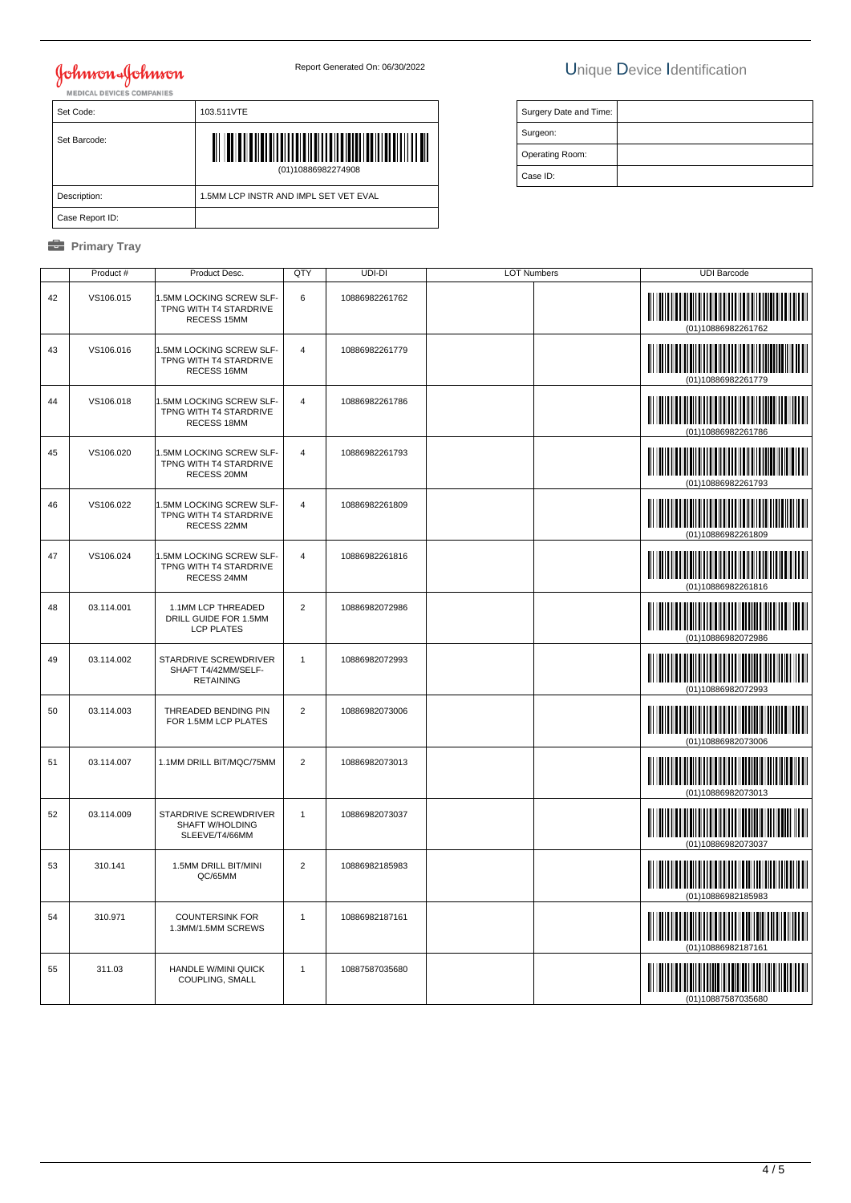Johnson & Johnson
MEDICAL DEVICES COMPANIES

Report Generated On: 06/30/2022

# Unique Device Identification

| Set Code: | 103.511VTE |
| --- | --- |
| Set Barcode: | (01)10886982274908 |
| Description: | 1.5MM LCP INSTR AND IMPL SET VET EVAL |
| Case Report ID: | |

| Surgery Date and Time: | |
| --- | --- |
| Surgeon: | |
| Operating Room: | |
| Case ID: | |

## Primary Tray

| | Product # | Product Desc. | QTY | UDI-DI | LOT Numbers | | UDI Barcode |
| --- | --- | --- | --- | --- | --- | --- | --- |
| 42 | VS106.015 | 1.5MM LOCKING SCREW SLF-TPNG WITH T4 STARDRIVE RECESS 15MM | 6 | 10886982261762 | | | (01)10886982261762 |
| 43 | VS106.016 | 1.5MM LOCKING SCREW SLF-TPNG WITH T4 STARDRIVE RECESS 16MM | 4 | 10886982261779 | | | (01)10886982261779 |
| 44 | VS106.018 | 1.5MM LOCKING SCREW SLF-TPNG WITH T4 STARDRIVE RECESS 18MM | 4 | 10886982261786 | | | (01)10886982261786 |
| 45 | VS106.020 | 1.5MM LOCKING SCREW SLF-TPNG WITH T4 STARDRIVE RECESS 20MM | 4 | 10886982261793 | | | (01)10886982261793 |
| 46 | VS106.022 | 1.5MM LOCKING SCREW SLF-TPNG WITH T4 STARDRIVE RECESS 22MM | 4 | 10886982261809 | | | (01)10886982261809 |
| 47 | VS106.024 | 1.5MM LOCKING SCREW SLF-TPNG WITH T4 STARDRIVE RECESS 24MM | 4 | 10886982261816 | | | (01)10886982261816 |
| 48 | 03.114.001 | 1.1MM LCP THREADED DRILL GUIDE FOR 1.5MM LCP PLATES | 2 | 10886982072986 | | | (01)10886982072986 |
| 49 | 03.114.002 | STARDRIVE SCREWDRIVER SHAFT T4/42MM/SELF-RETAINING | 1 | 10886982072993 | | | (01)10886982072993 |
| 50 | 03.114.003 | THREADED BENDING PIN FOR 1.5MM LCP PLATES | 2 | 10886982073006 | | | (01)10886982073006 |
| 51 | 03.114.007 | 1.1MM DRILL BIT/MQC/75MM | 2 | 10886982073013 | | | (01)10886982073013 |
| 52 | 03.114.009 | STARDRIVE SCREWDRIVER SHAFT W/HOLDING SLEEVE/T4/66MM | 1 | 10886982073037 | | | (01)10886982073037 |
| 53 | 310.141 | 1.5MM DRILL BIT/MINI QC/65MM | 2 | 10886982185983 | | | (01)10886982185983 |
| 54 | 310.971 | COUNTERSINK FOR 1.3MM/1.5MM SCREWS | 1 | 10886982187161 | | | (01)10886982187161 |
| 55 | 311.03 | HANDLE W/MINI QUICK COUPLING, SMALL | 1 | 10887587035680 | | | (01)10887587035680 |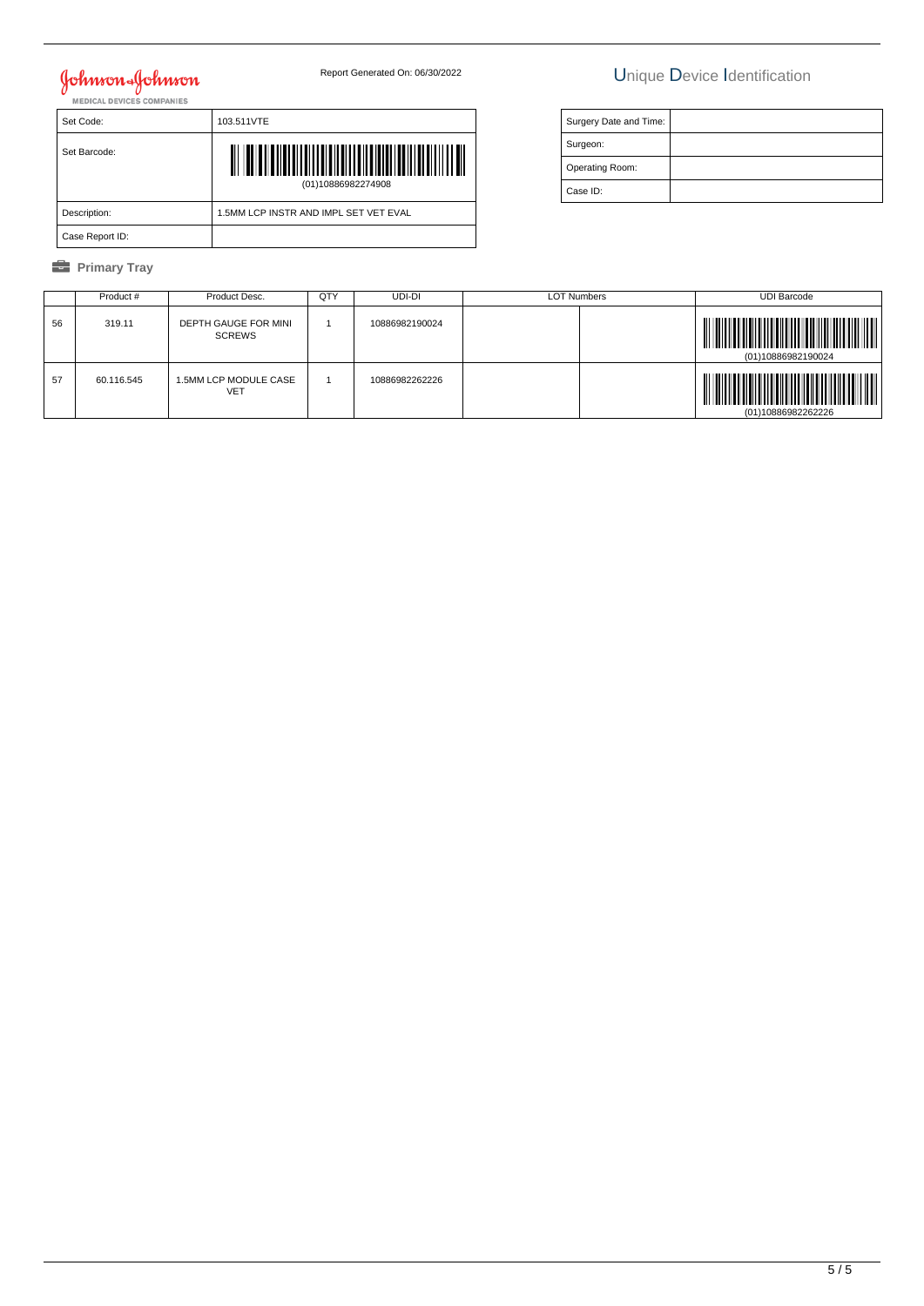Johnson & Johnson
MEDICAL DEVICES COMPANIES

Report Generated On: 06/30/2022

# Unique Device Identification

| | |
|---|---|
| Set Code: | 103.511VTE |
| Set Barcode: | (01)10886982274908 |
| Description: | 1.5MM LCP INSTR AND IMPL SET VET EVAL |
| Case Report ID: | |

| | |
|---|---|
| Surgery Date and Time: | |
| Surgeon: | |
| Operating Room: | |
| Case ID: | |

## Primary Tray

| | Product # | Product Desc. | QTY | UDI-DI | LOT Numbers | | UDI Barcode |
|---|---|---|---|---|---|---|---|
| 56 | 319.11 | DEPTH GAUGE FOR MINI SCREWS | 1 | 10886982190024 | | | (01)10886982190024 |
| 57 | 60.116.545 | 1.5MM LCP MODULE CASE VET | 1 | 10886982262226 | | | (01)10886982262226 |